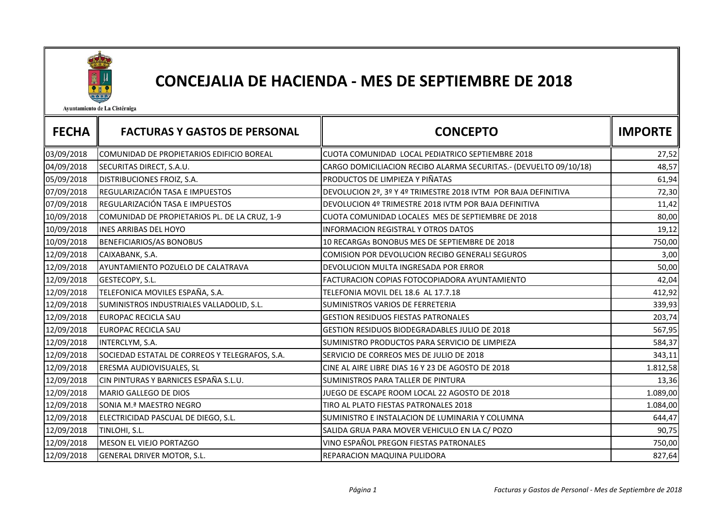Ayuntamiento de La Cistérniga

# CONCEJALIA DE HACIENDA - MES DE SEPTIEMBRE DE 2018

| FECHA | FACTURAS Y GASTOS DE PERSONAL | CONCEPTO | IMPORTE |
|---|---|---|---|
| 03/09/2018 | COMUNIDAD DE PROPIETARIOS EDIFICIO BOREAL | CUOTA COMUNIDAD LOCAL PEDIATRICO SEPTIEMBRE 2018 | 27,52 |
| 04/09/2018 | SECURITAS DIRECT, S.A.U. | CARGO DOMICILIACION RECIBO ALARMA SECURITAS.- (DEVUELTO 09/10/18) | 48,57 |
| 05/09/2018 | DISTRIBUCIONES FROIZ, S.A. | PRODUCTOS DE LIMPIEZA Y PIÑATAS | 61,94 |
| 07/09/2018 | REGULARIZACIÓN TASA E IMPUESTOS | DEVOLUCION 2º, 3º Y 4º TRIMESTRE 2018 IVTM POR BAJA DEFINITIVA | 72,30 |
| 07/09/2018 | REGULARIZACIÓN TASA E IMPUESTOS | DEVOLUCION 4º TRIMESTRE 2018 IVTM POR BAJA DEFINITIVA | 11,42 |
| 10/09/2018 | COMUNIDAD DE PROPIETARIOS PL. DE LA CRUZ, 1-9 | CUOTA COMUNIDAD LOCALES MES DE SEPTIEMBRE DE 2018 | 80,00 |
| 10/09/2018 | INES ARRIBAS DEL HOYO | INFORMACION REGISTRAL Y OTROS DATOS | 19,12 |
| 10/09/2018 | BENEFICIARIOS/AS BONOBUS | 10 RECARGAs BONOBUS MES DE SEPTIEMBRE DE 2018 | 750,00 |
| 12/09/2018 | CAIXABANK, S.A. | COMISION POR DEVOLUCION RECIBO GENERALI SEGUROS | 3,00 |
| 12/09/2018 | AYUNTAMIENTO POZUELO DE CALATRAVA | DEVOLUCION MULTA INGRESADA POR ERROR | 50,00 |
| 12/09/2018 | GESTECOPY, S.L. | FACTURACION COPIAS FOTOCOPIADORA AYUNTAMIENTO | 42,04 |
| 12/09/2018 | TELEFONICA MOVILES ESPAÑA, S.A. | TELEFONIA MOVIL DEL 18.6 AL 17.7.18 | 412,92 |
| 12/09/2018 | SUMINISTROS INDUSTRIALES VALLADOLID, S.L. | SUMINISTROS VARIOS DE FERRETERIA | 339,93 |
| 12/09/2018 | EUROPAC RECICLA SAU | GESTION RESIDUOS FIESTAS PATRONALES | 203,74 |
| 12/09/2018 | EUROPAC RECICLA SAU | GESTION RESIDUOS BIODEGRADABLES JULIO DE 2018 | 567,95 |
| 12/09/2018 | INTERCLYM, S.A. | SUMINISTRO PRODUCTOS PARA SERVICIO DE LIMPIEZA | 584,37 |
| 12/09/2018 | SOCIEDAD ESTATAL DE CORREOS Y TELEGRAFOS, S.A. | SERVICIO DE CORREOS MES DE JULIO DE 2018 | 343,11 |
| 12/09/2018 | ERESMA AUDIOVISUALES, SL | CINE AL AIRE LIBRE DIAS 16 Y 23 DE AGOSTO DE 2018 | 1.812,58 |
| 12/09/2018 | CIN PINTURAS Y BARNICES ESPAÑA S.L.U. | SUMINISTROS PARA TALLER DE PINTURA | 13,36 |
| 12/09/2018 | MARIO GALLEGO DE DIOS | JUEGO DE ESCAPE ROOM LOCAL 22 AGOSTO DE 2018 | 1.089,00 |
| 12/09/2018 | SONIA M.ª MAESTRO NEGRO | TIRO AL PLATO FIESTAS PATRONALES 2018 | 1.084,00 |
| 12/09/2018 | ELECTRICIDAD PASCUAL DE DIEGO, S.L. | SUMINISTRO E INSTALACION DE LUMINARIA Y COLUMNA | 644,47 |
| 12/09/2018 | TINLOHI, S.L. | SALIDA GRUA PARA MOVER VEHICULO EN LA C/ POZO | 90,75 |
| 12/09/2018 | MESON EL VIEJO PORTAZGO | VINO ESPAÑOL PREGON FIESTAS PATRONALES | 750,00 |
| 12/09/2018 | GENERAL DRIVER MOTOR, S.L. | REPARACION MAQUINA PULIDORA | 827,64 |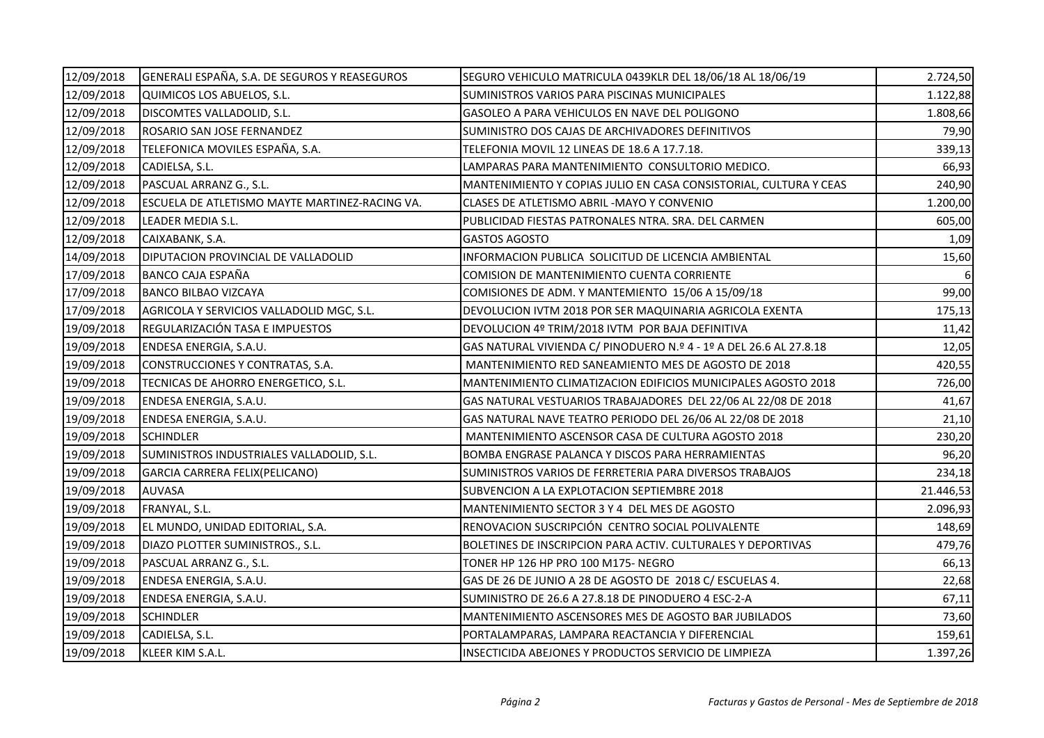| 12/09/2018 | GENERALI ESPAÑA, S.A. DE SEGUROS Y REASEGUROS | SEGURO VEHICULO MATRICULA 0439KLR DEL 18/06/18 AL 18/06/19 | 2.724,50 |
|---|---|---|---|
| 12/09/2018 | QUIMICOS LOS ABUELOS, S.L. | SUMINISTROS VARIOS PARA PISCINAS MUNICIPALES | 1.122,88 |
| 12/09/2018 | DISCOMTES VALLADOLID, S.L. | GASOLEO A PARA VEHICULOS EN NAVE DEL POLIGONO | 1.808,66 |
| 12/09/2018 | ROSARIO SAN JOSE FERNANDEZ | SUMINISTRO DOS CAJAS DE ARCHIVADORES DEFINITIVOS | 79,90 |
| 12/09/2018 | TELEFONICA MOVILES ESPAÑA, S.A. | TELEFONIA MOVIL 12 LINEAS DE 18.6 A 17.7.18. | 339,13 |
| 12/09/2018 | CADIELSA, S.L. | LAMPARAS PARA MANTENIMIENTO CONSULTORIO MEDICO. | 66,93 |
| 12/09/2018 | PASCUAL ARRANZ G., S.L. | MANTENIMIENTO Y COPIAS JULIO EN CASA CONSISTORIAL, CULTURA Y CEAS | 240,90 |
| 12/09/2018 | ESCUELA DE ATLETISMO MAYTE MARTINEZ-RACING VA. | CLASES DE ATLETISMO ABRIL -MAYO Y CONVENIO | 1.200,00 |
| 12/09/2018 | LEADER MEDIA S.L. | PUBLICIDAD FIESTAS PATRONALES NTRA. SRA. DEL CARMEN | 605,00 |
| 12/09/2018 | CAIXABANK, S.A. | GASTOS AGOSTO | 1,09 |
| 14/09/2018 | DIPUTACION PROVINCIAL DE VALLADOLID | INFORMACION PUBLICA SOLICITUD DE LICENCIA AMBIENTAL | 15,60 |
| 17/09/2018 | BANCO CAJA ESPAÑA | COMISION DE MANTENIMIENTO CUENTA CORRIENTE | 6 |
| 17/09/2018 | BANCO BILBAO VIZCAYA | COMISIONES DE ADM. Y MANTEMIENTO 15/06 A 15/09/18 | 99,00 |
| 17/09/2018 | AGRICOLA Y SERVICIOS VALLADOLID MGC, S.L. | DEVOLUCION IVTM 2018 POR SER MAQUINARIA AGRICOLA EXENTA | 175,13 |
| 19/09/2018 | REGULARIZACIÓN TASA E IMPUESTOS | DEVOLUCION 4º TRIM/2018 IVTM POR BAJA DEFINITIVA | 11,42 |
| 19/09/2018 | ENDESA ENERGIA, S.A.U. | GAS NATURAL VIVIENDA C/ PINODUERO N.º 4 - 1º A DEL 26.6 AL 27.8.18 | 12,05 |
| 19/09/2018 | CONSTRUCCIONES Y CONTRATAS, S.A. | MANTENIMIENTO RED SANEAMIENTO MES DE AGOSTO DE 2018 | 420,55 |
| 19/09/2018 | TECNICAS DE AHORRO ENERGETICO, S.L. | MANTENIMIENTO CLIMATIZACION EDIFICIOS MUNICIPALES AGOSTO 2018 | 726,00 |
| 19/09/2018 | ENDESA ENERGIA, S.A.U. | GAS NATURAL VESTUARIOS TRABAJADORES DEL 22/06 AL 22/08 DE 2018 | 41,67 |
| 19/09/2018 | ENDESA ENERGIA, S.A.U. | GAS NATURAL NAVE TEATRO PERIODO DEL 26/06 AL 22/08 DE 2018 | 21,10 |
| 19/09/2018 | SCHINDLER | MANTENIMIENTO ASCENSOR CASA DE CULTURA AGOSTO 2018 | 230,20 |
| 19/09/2018 | SUMINISTROS INDUSTRIALES VALLADOLID, S.L. | BOMBA ENGRASE PALANCA Y DISCOS PARA HERRAMIENTAS | 96,20 |
| 19/09/2018 | GARCIA CARRERA FELIX(PELICANO) | SUMINISTROS VARIOS DE FERRETERIA PARA DIVERSOS TRABAJOS | 234,18 |
| 19/09/2018 | AUVASA | SUBVENCION A LA EXPLOTACION SEPTIEMBRE 2018 | 21.446,53 |
| 19/09/2018 | FRANYAL, S.L. | MANTENIMIENTO SECTOR 3 Y 4 DEL MES DE AGOSTO | 2.096,93 |
| 19/09/2018 | EL MUNDO, UNIDAD EDITORIAL, S.A. | RENOVACION SUSCRIPCIÓN CENTRO SOCIAL POLIVALENTE | 148,69 |
| 19/09/2018 | DIAZO PLOTTER SUMINISTROS., S.L. | BOLETINES DE INSCRIPCION PARA ACTIV. CULTURALES Y DEPORTIVAS | 479,76 |
| 19/09/2018 | PASCUAL ARRANZ G., S.L. | TONER HP 126 HP PRO 100 M175- NEGRO | 66,13 |
| 19/09/2018 | ENDESA ENERGIA, S.A.U. | GAS DE 26 DE JUNIO A 28 DE AGOSTO DE 2018 C/ ESCUELAS 4. | 22,68 |
| 19/09/2018 | ENDESA ENERGIA, S.A.U. | SUMINISTRO DE 26.6 A 27.8.18 DE PINODUERO 4 ESC-2-A | 67,11 |
| 19/09/2018 | SCHINDLER | MANTENIMIENTO ASCENSORES MES DE AGOSTO BAR JUBILADOS | 73,60 |
| 19/09/2018 | CADIELSA, S.L. | PORTALAMPARAS, LAMPARA REACTANCIA Y DIFERENCIAL | 159,61 |
| 19/09/2018 | KLEER KIM S.A.L. | INSECTICIDA ABEJONES Y PRODUCTOS SERVICIO DE LIMPIEZA | 1.397,26 |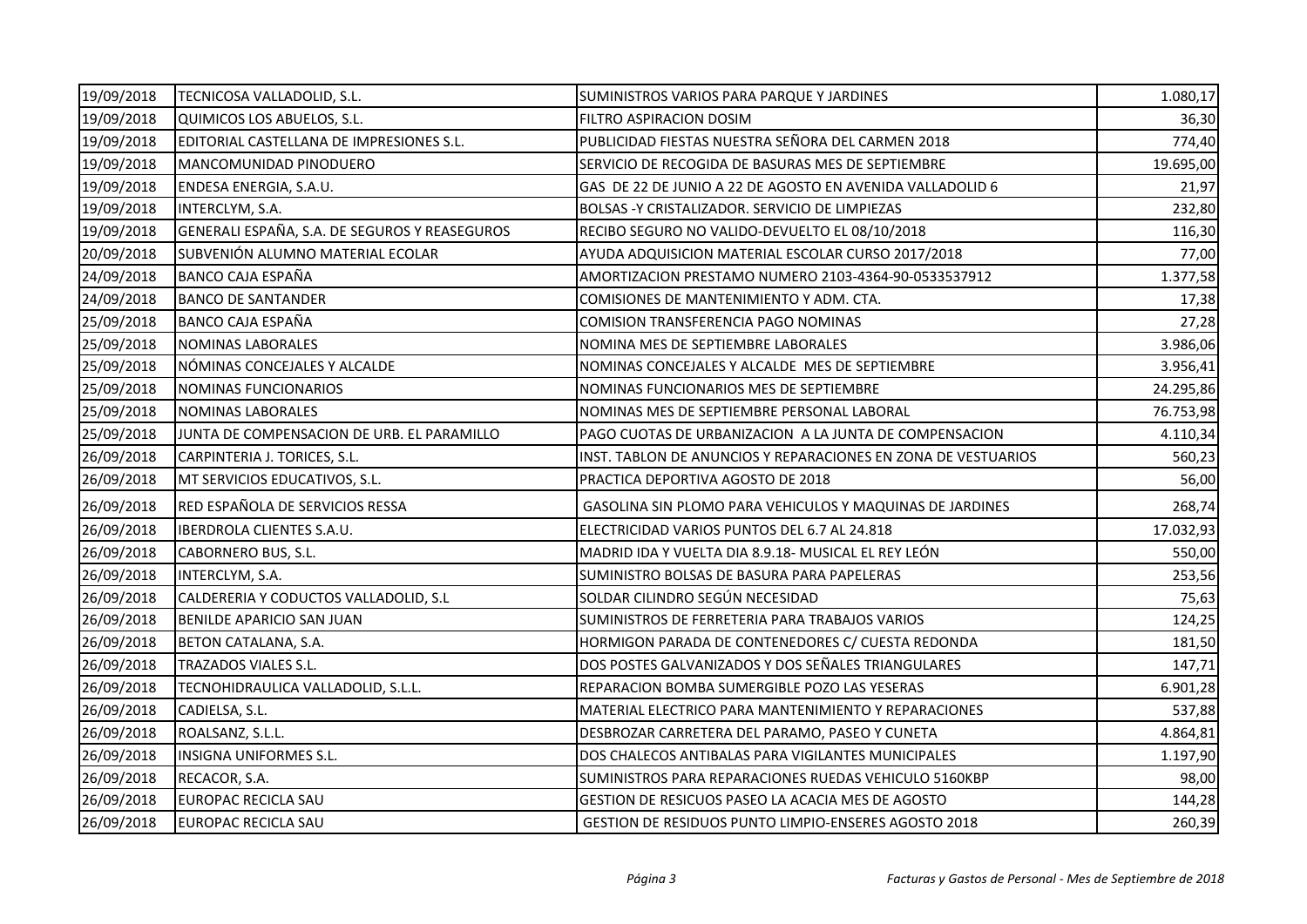| | | | |
|---|---|---|---|
| 19/09/2018 | TECNICOSA VALLADOLID, S.L. | SUMINISTROS VARIOS PARA PARQUE Y JARDINES | 1.080,17 |
| 19/09/2018 | QUIMICOS LOS ABUELOS, S.L. | FILTRO ASPIRACION DOSIM | 36,30 |
| 19/09/2018 | EDITORIAL CASTELLANA DE IMPRESIONES S.L. | PUBLICIDAD FIESTAS NUESTRA SEÑORA DEL CARMEN 2018 | 774,40 |
| 19/09/2018 | MANCOMUNIDAD PINODUERO | SERVICIO DE RECOGIDA DE BASURAS MES DE SEPTIEMBRE | 19.695,00 |
| 19/09/2018 | ENDESA ENERGIA, S.A.U. | GAS DE 22 DE JUNIO A 22 DE AGOSTO EN AVENIDA VALLADOLID 6 | 21,97 |
| 19/09/2018 | INTERCLYM, S.A. | BOLSAS -Y CRISTALIZADOR. SERVICIO DE LIMPIEZAS | 232,80 |
| 19/09/2018 | GENERALI ESPAÑA, S.A. DE SEGUROS Y REASEGUROS | RECIBO SEGURO NO VALIDO-DEVUELTO EL 08/10/2018 | 116,30 |
| 20/09/2018 | SUBVENIÓN ALUMNO MATERIAL ECOLAR | AYUDA ADQUISICION MATERIAL ESCOLAR CURSO 2017/2018 | 77,00 |
| 24/09/2018 | BANCO CAJA ESPAÑA | AMORTIZACION PRESTAMO NUMERO 2103-4364-90-0533537912 | 1.377,58 |
| 24/09/2018 | BANCO DE SANTANDER | COMISIONES DE MANTENIMIENTO Y ADM. CTA. | 17,38 |
| 25/09/2018 | BANCO CAJA ESPAÑA | COMISION TRANSFERENCIA PAGO NOMINAS | 27,28 |
| 25/09/2018 | NOMINAS LABORALES | NOMINA MES DE SEPTIEMBRE LABORALES | 3.986,06 |
| 25/09/2018 | NÓMINAS CONCEJALES Y ALCALDE | NOMINAS CONCEJALES Y ALCALDE MES DE SEPTIEMBRE | 3.956,41 |
| 25/09/2018 | NOMINAS FUNCIONARIOS | NOMINAS FUNCIONARIOS MES DE SEPTIEMBRE | 24.295,86 |
| 25/09/2018 | NOMINAS LABORALES | NOMINAS MES DE SEPTIEMBRE PERSONAL LABORAL | 76.753,98 |
| 25/09/2018 | JUNTA DE COMPENSACION DE URB. EL PARAMILLO | PAGO CUOTAS DE URBANIZACION A LA JUNTA DE COMPENSACION | 4.110,34 |
| 26/09/2018 | CARPINTERIA J. TORICES, S.L. | INST. TABLON DE ANUNCIOS Y REPARACIONES EN ZONA DE VESTUARIOS | 560,23 |
| 26/09/2018 | MT SERVICIOS EDUCATIVOS, S.L. | PRACTICA DEPORTIVA AGOSTO DE 2018 | 56,00 |
| 26/09/2018 | RED ESPAÑOLA DE SERVICIOS RESSA | GASOLINA SIN PLOMO PARA VEHICULOS Y MAQUINAS DE JARDINES | 268,74 |
| 26/09/2018 | IBERDROLA CLIENTES S.A.U. | ELECTRICIDAD VARIOS PUNTOS DEL 6.7 AL 24.818 | 17.032,93 |
| 26/09/2018 | CABORNERO BUS, S.L. | MADRID IDA Y VUELTA DIA 8.9.18- MUSICAL EL REY LEÓN | 550,00 |
| 26/09/2018 | INTERCLYM, S.A. | SUMINISTRO BOLSAS DE BASURA PARA PAPELERAS | 253,56 |
| 26/09/2018 | CALDERERIA Y CODUCTOS VALLADOLID, S.L | SOLDAR CILINDRO SEGÚN NECESIDAD | 75,63 |
| 26/09/2018 | BENILDE APARICIO SAN JUAN | SUMINISTROS DE FERRETERIA PARA TRABAJOS VARIOS | 124,25 |
| 26/09/2018 | BETON CATALANA, S.A. | HORMIGON PARADA DE CONTENEDORES C/ CUESTA REDONDA | 181,50 |
| 26/09/2018 | TRAZADOS VIALES S.L. | DOS POSTES GALVANIZADOS Y DOS SEÑALES TRIANGULARES | 147,71 |
| 26/09/2018 | TECNOHIDRAULICA VALLADOLID, S.L.L. | REPARACION BOMBA SUMERGIBLE POZO LAS YESERAS | 6.901,28 |
| 26/09/2018 | CADIELSA, S.L. | MATERIAL ELECTRICO PARA MANTENIMIENTO Y REPARACIONES | 537,88 |
| 26/09/2018 | ROALSANZ, S.L.L. | DESBROZAR CARRETERA DEL PARAMO, PASEO Y CUNETA | 4.864,81 |
| 26/09/2018 | INSIGNA UNIFORMES S.L. | DOS CHALECOS ANTIBALAS PARA VIGILANTES MUNICIPALES | 1.197,90 |
| 26/09/2018 | RECACOR, S.A. | SUMINISTROS PARA REPARACIONES RUEDAS VEHICULO 5160KBP | 98,00 |
| 26/09/2018 | EUROPAC RECICLA SAU | GESTION DE RESICUOS PASEO LA ACACIA MES DE AGOSTO | 144,28 |
| 26/09/2018 | EUROPAC RECICLA SAU | GESTION DE RESIDUOS PUNTO LIMPIO-ENSERES AGOSTO 2018 | 260,39 |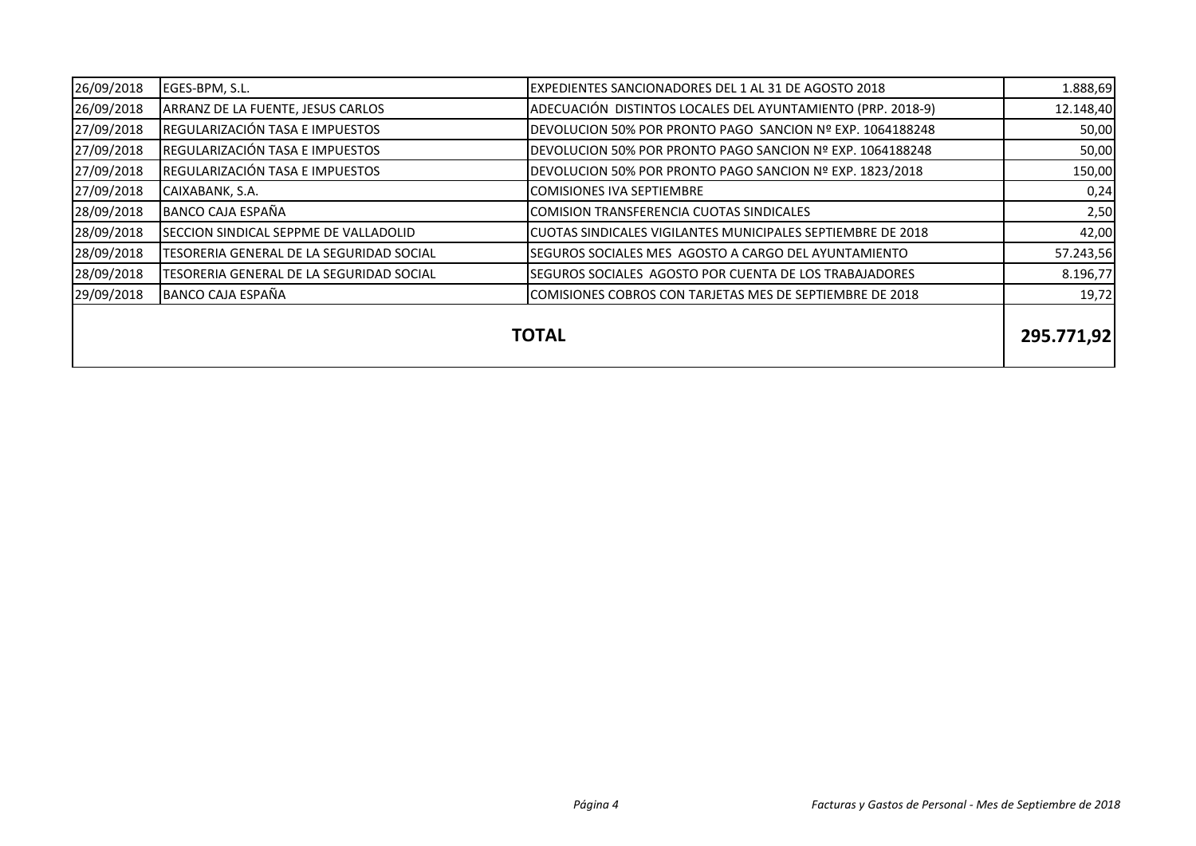| | | | |
|---|---|---|---|
| 26/09/2018 | EGES-BPM, S.L. | EXPEDIENTES SANCIONADORES DEL 1 AL 31 DE AGOSTO 2018 | 1.888,69 |
| 26/09/2018 | ARRANZ DE LA FUENTE, JESUS CARLOS | ADECUACIÓN DISTINTOS LOCALES DEL AYUNTAMIENTO (PRP. 2018-9) | 12.148,40 |
| 27/09/2018 | REGULARIZACIÓN TASA E IMPUESTOS | DEVOLUCION 50% POR PRONTO PAGO SANCION Nº EXP. 1064188248 | 50,00 |
| 27/09/2018 | REGULARIZACIÓN TASA E IMPUESTOS | DEVOLUCION 50% POR PRONTO PAGO SANCION Nº EXP. 1064188248 | 50,00 |
| 27/09/2018 | REGULARIZACIÓN TASA E IMPUESTOS | DEVOLUCION 50% POR PRONTO PAGO SANCION Nº EXP. 1823/2018 | 150,00 |
| 27/09/2018 | CAIXABANK, S.A. | COMISIONES IVA SEPTIEMBRE | 0,24 |
| 28/09/2018 | BANCO CAJA ESPAÑA | COMISION TRANSFERENCIA CUOTAS SINDICALES | 2,50 |
| 28/09/2018 | SECCION SINDICAL SEPPME DE VALLADOLID | CUOTAS SINDICALES VIGILANTES MUNICIPALES SEPTIEMBRE DE 2018 | 42,00 |
| 28/09/2018 | TESORERIA GENERAL DE LA SEGURIDAD SOCIAL | SEGUROS SOCIALES MES AGOSTO A CARGO DEL AYUNTAMIENTO | 57.243,56 |
| 28/09/2018 | TESORERIA GENERAL DE LA SEGURIDAD SOCIAL | SEGUROS SOCIALES AGOSTO POR CUENTA DE LOS TRABAJADORES | 8.196,77 |
| 29/09/2018 | BANCO CAJA ESPAÑA | COMISIONES COBROS CON TARJETAS MES DE SEPTIEMBRE DE 2018 | 19,72 |
| | | **TOTAL** | **295.771,92** |